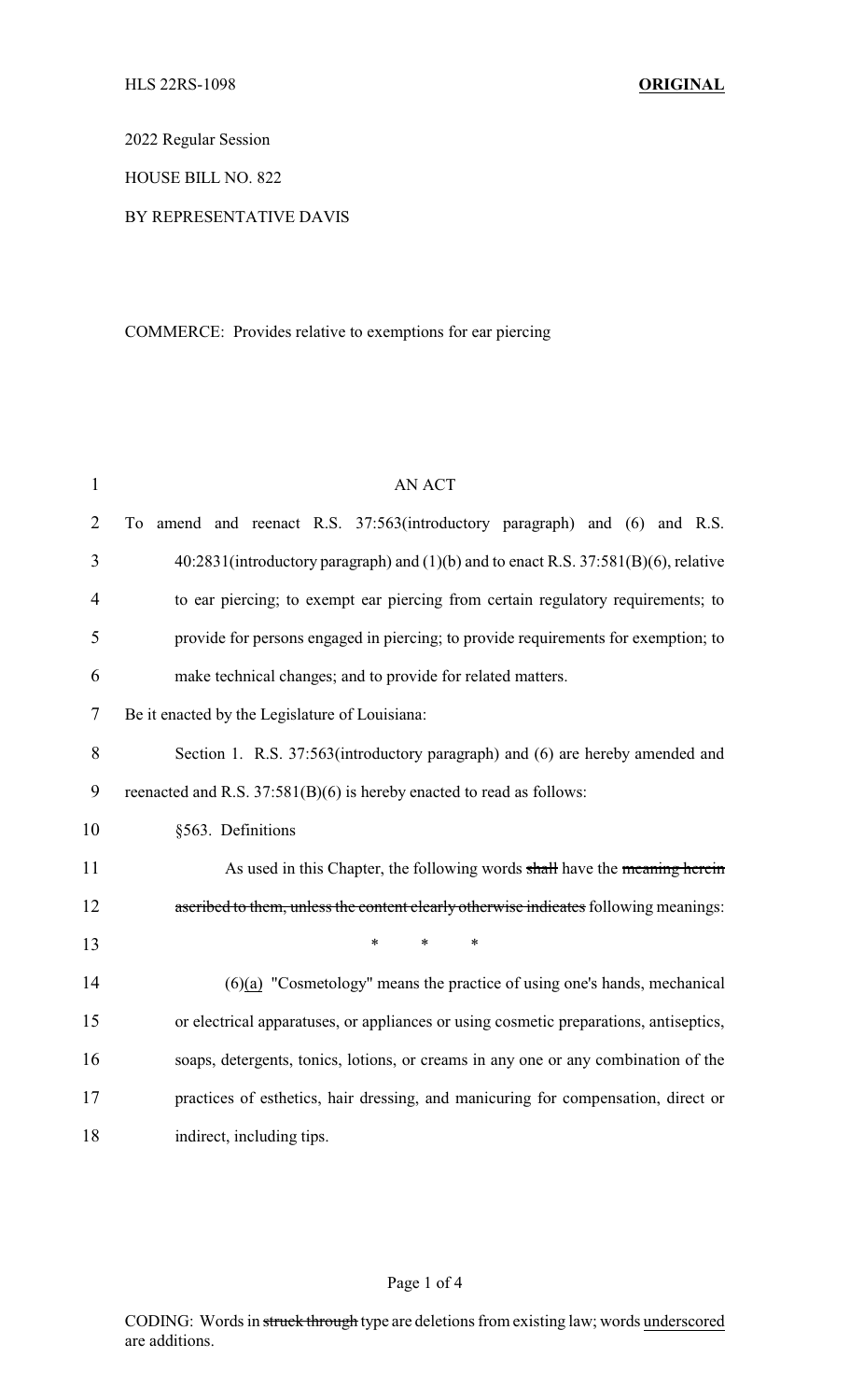HLS 22RS-1098 **ORIGINAL**

2022 Regular Session

HOUSE BILL NO. 822

BY REPRESENTATIVE DAVIS

COMMERCE: Provides relative to exemptions for ear piercing

AN ACT

To amend and reenact R.S. 37:563(introductory paragraph) and (6) and R.S. 40:2831(introductory paragraph) and (1)(b) and to enact R.S. 37:581(B)(6), relative to ear piercing; to exempt ear piercing from certain regulatory requirements; to provide for persons engaged in piercing; to provide requirements for exemption; to make technical changes; and to provide for related matters.

Be it enacted by the Legislature of Louisiana:

Section 1. R.S. 37:563(introductory paragraph) and (6) are hereby amended and reenacted and R.S. 37:581(B)(6) is hereby enacted to read as follows:

§563. Definitions

As used in this Chapter, the following words ~~shall~~ have the ~~meaning herein ascribed to them, unless the content clearly otherwise indicates~~ following meanings:

\* \* \*

(6)(a) "Cosmetology" means the practice of using one's hands, mechanical or electrical apparatuses, or appliances or using cosmetic preparations, antiseptics, soaps, detergents, tonics, lotions, or creams in any one or any combination of the practices of esthetics, hair dressing, and manicuring for compensation, direct or indirect, including tips.

CODING: Words in ~~struck through~~ type are deletions from existing law; words underscored are additions.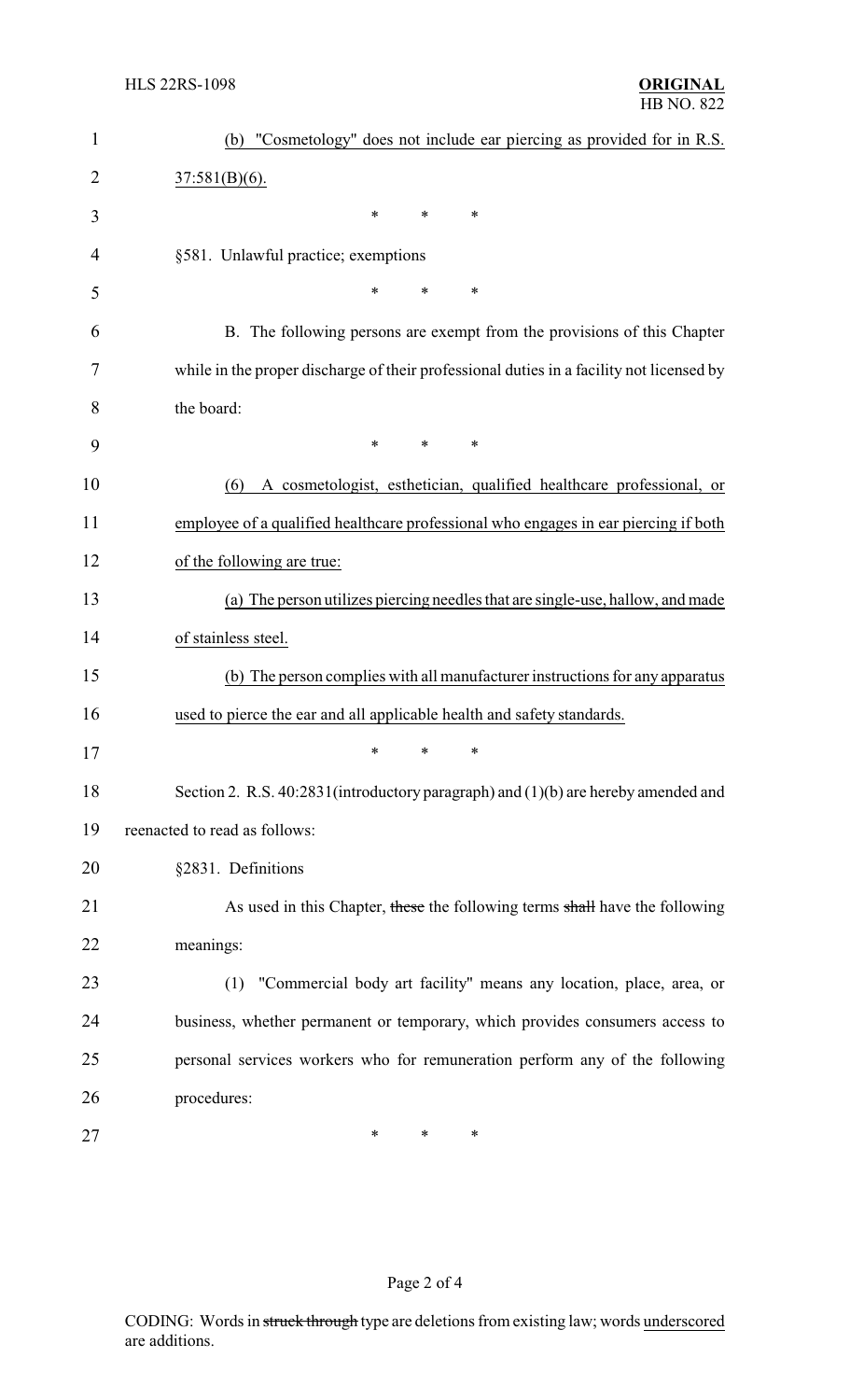(b) "Cosmetology" does not include ear piercing as provided for in R.S. 37:581(B)(6).

\* \* \*

§581. Unlawful practice; exemptions

\* \* \*

B. The following persons are exempt from the provisions of this Chapter while in the proper discharge of their professional duties in a facility not licensed by the board:

\* \* \*

(6) A cosmetologist, esthetician, qualified healthcare professional, or employee of a qualified healthcare professional who engages in ear piercing if both of the following are true:

(a) The person utilizes piercing needles that are single-use, hallow, and made of stainless steel.

(b) The person complies with all manufacturer instructions for any apparatus used to pierce the ear and all applicable health and safety standards.

\* \* \*

Section 2. R.S. 40:2831(introductory paragraph) and (1)(b) are hereby amended and reenacted to read as follows:

§2831. Definitions

As used in this Chapter, ~~these~~ the following terms ~~shall~~ have the following meanings:

(1) "Commercial body art facility" means any location, place, area, or business, whether permanent or temporary, which provides consumers access to personal services workers who for remuneration perform any of the following procedures:

\* \* \*

CODING: Words in ~~struck through~~ type are deletions from existing law; words underscored are additions.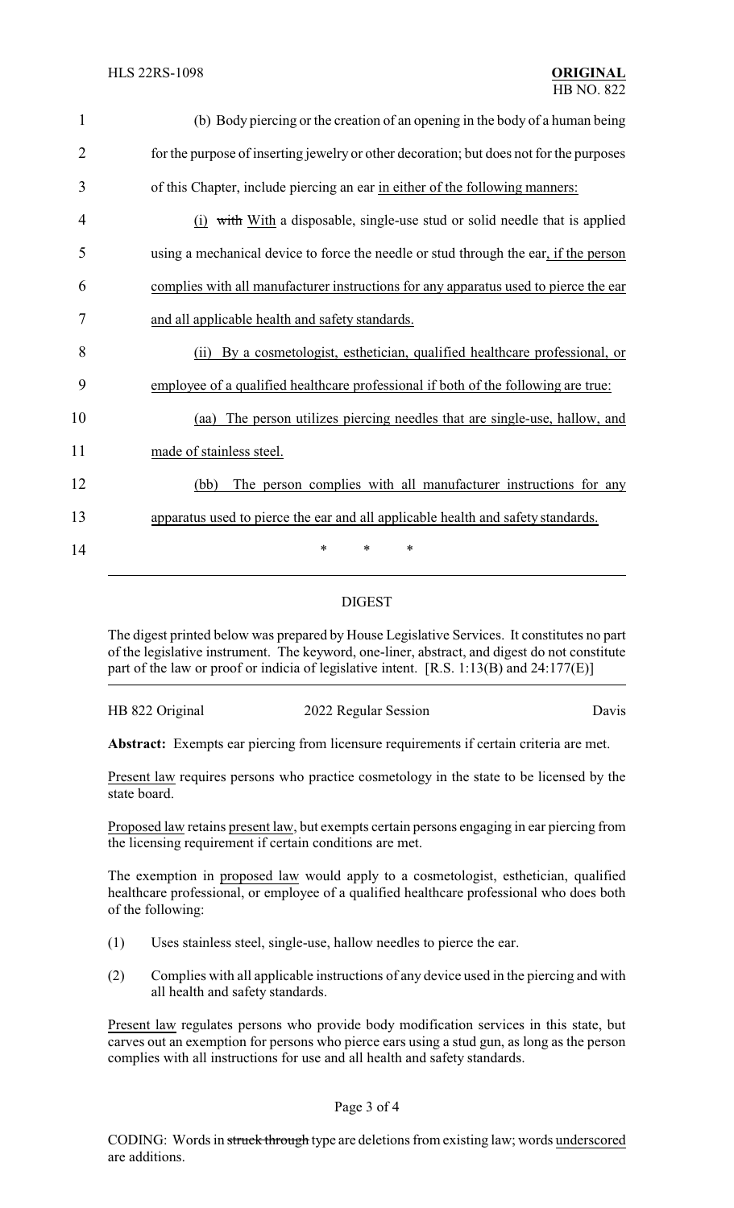(b) Body piercing or the creation of an opening in the body of a human being for the purpose of inserting jewelry or other decoration; but does not for the purposes of this Chapter, include piercing an ear in either of the following manners:

(i) ~~with~~ With a disposable, single-use stud or solid needle that is applied using a mechanical device to force the needle or stud through the ear, if the person complies with all manufacturer instructions for any apparatus used to pierce the ear and all applicable health and safety standards.

(ii) By a cosmetologist, esthetician, qualified healthcare professional, or employee of a qualified healthcare professional if both of the following are true:

(aa) The person utilizes piercing needles that are single-use, hallow, and made of stainless steel.

(bb) The person complies with all manufacturer instructions for any apparatus used to pierce the ear and all applicable health and safety standards.

\* \* \*

## DIGEST

The digest printed below was prepared by House Legislative Services. It constitutes no part of the legislative instrument. The keyword, one-liner, abstract, and digest do not constitute part of the law or proof or indicia of legislative intent. [R.S. 1:13(B) and 24:177(E)]

HB 822 Original — 2022 Regular Session — Davis

**Abstract:** Exempts ear piercing from licensure requirements if certain criteria are met.

Present law requires persons who practice cosmetology in the state to be licensed by the state board.

Proposed law retains present law, but exempts certain persons engaging in ear piercing from the licensing requirement if certain conditions are met.

The exemption in proposed law would apply to a cosmetologist, esthetician, qualified healthcare professional, or employee of a qualified healthcare professional who does both of the following:

(1) Uses stainless steel, single-use, hallow needles to pierce the ear.

(2) Complies with all applicable instructions of any device used in the piercing and with all health and safety standards.

Present law regulates persons who provide body modification services in this state, but carves out an exemption for persons who pierce ears using a stud gun, as long as the person complies with all instructions for use and all health and safety standards.

CODING: Words in ~~struck through~~ type are deletions from existing law; words underscored are additions.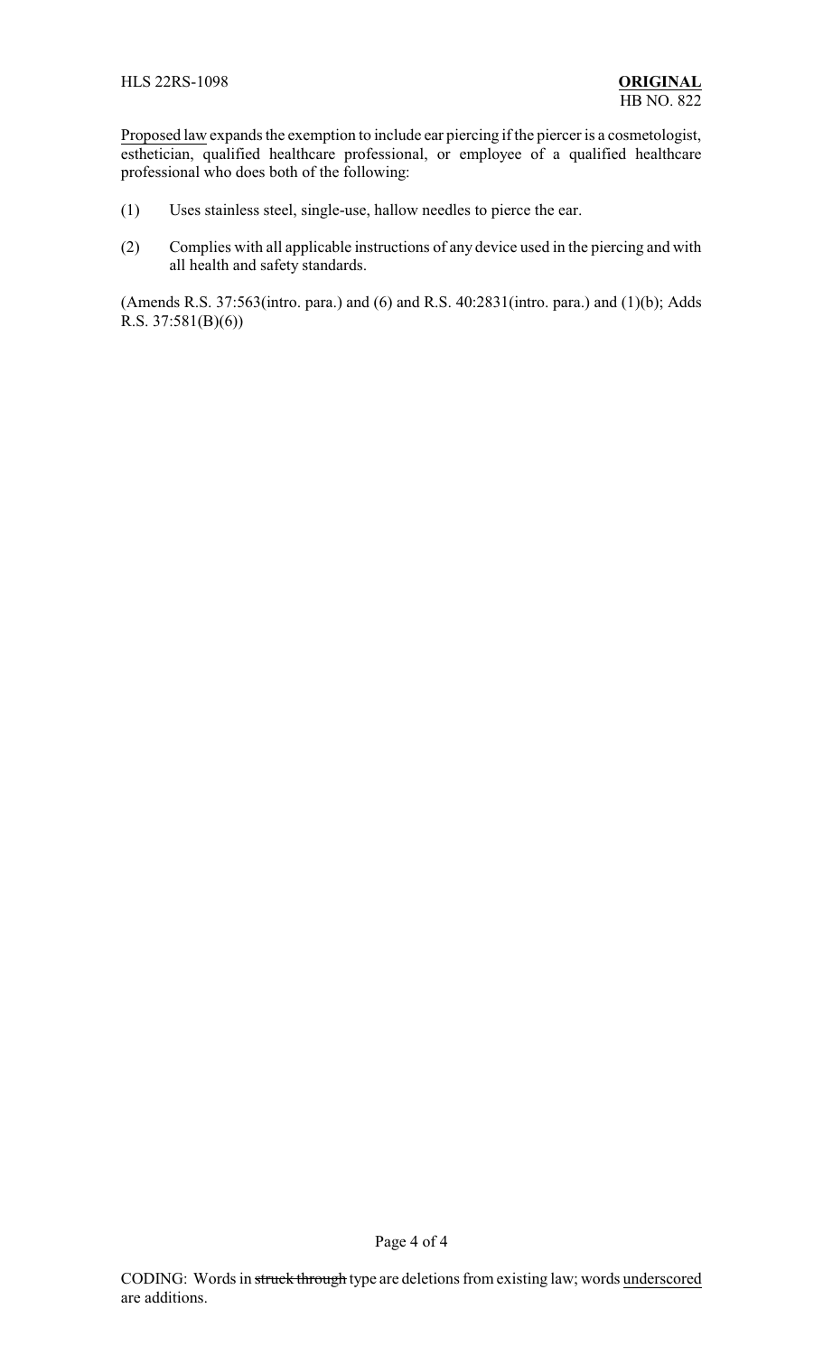Proposed law expands the exemption to include ear piercing if the piercer is a cosmetologist, esthetician, qualified healthcare professional, or employee of a qualified healthcare professional who does both of the following:

(1) Uses stainless steel, single-use, hallow needles to pierce the ear.

(2) Complies with all applicable instructions of any device used in the piercing and with all health and safety standards.

(Amends R.S. 37:563(intro. para.) and (6) and R.S. 40:2831(intro. para.) and (1)(b); Adds R.S. 37:581(B)(6))

CODING: Words in ~~struck through~~ type are deletions from existing law; words underscored are additions.